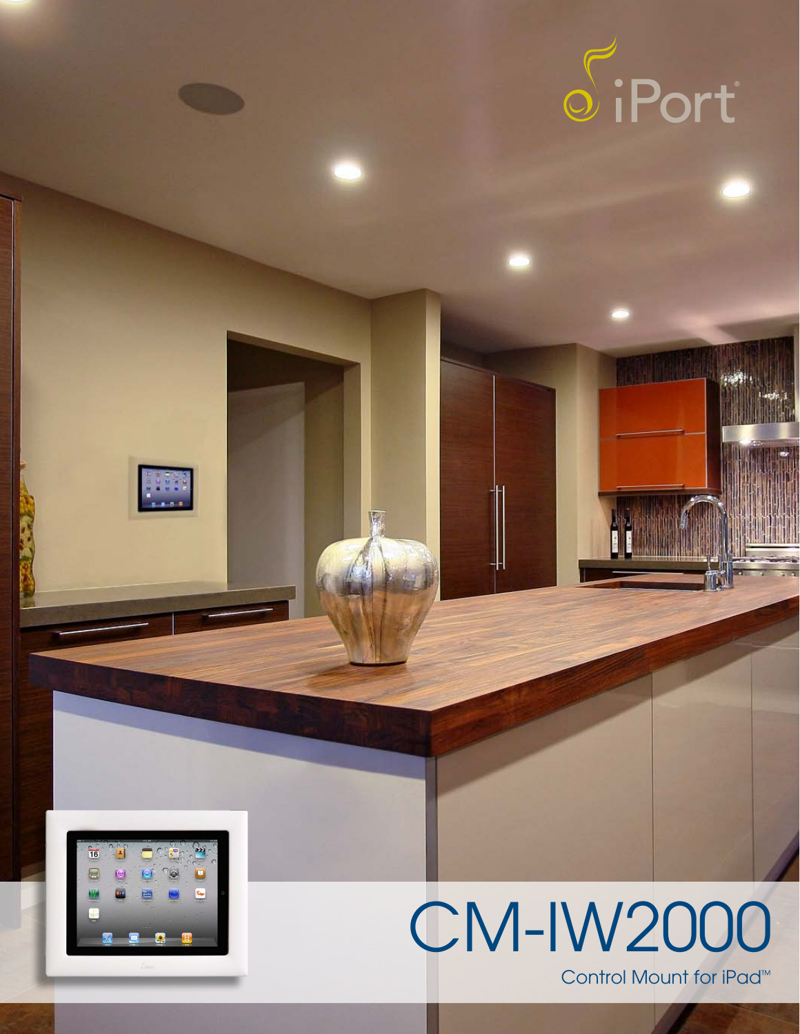iPort®

# CM-IW2000

Control Mount for iPad™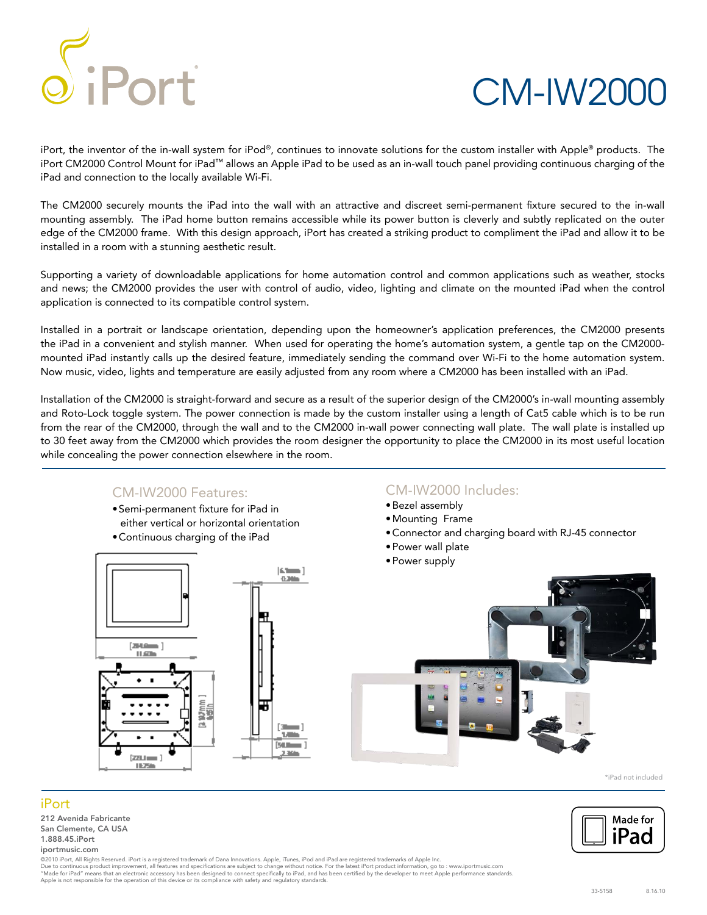iPort®

# CM-IW2000

iPort, the inventor of the in-wall system for iPod®, continues to innovate solutions for the custom installer with Apple® products. The iPort CM2000 Control Mount for iPad™ allows an Apple iPad to be used as an in-wall touch panel providing continuous charging of the iPad and connection to the locally available Wi-Fi.

The CM2000 securely mounts the iPad into the wall with an attractive and discreet semi-permanent fixture secured to the in-wall mounting assembly. The iPad home button remains accessible while its power button is cleverly and subtly replicated on the outer edge of the CM2000 frame. With this design approach, iPort has created a striking product to compliment the iPad and allow it to be installed in a room with a stunning aesthetic result.

Supporting a variety of downloadable applications for home automation control and common applications such as weather, stocks and news; the CM2000 provides the user with control of audio, video, lighting and climate on the mounted iPad when the control application is connected to its compatible control system.

Installed in a portrait or landscape orientation, depending upon the homeowner's application preferences, the CM2000 presents the iPad in a convenient and stylish manner. When used for operating the home's automation system, a gentle tap on the CM2000-mounted iPad instantly calls up the desired feature, immediately sending the command over Wi-Fi to the home automation system. Now music, video, lights and temperature are easily adjusted from any room where a CM2000 has been installed with an iPad.

Installation of the CM2000 is straight-forward and secure as a result of the superior design of the CM2000's in-wall mounting assembly and Roto-Lock toggle system. The power connection is made by the custom installer using a length of Cat5 cable which is to be run from the rear of the CM2000, through the wall and to the CM2000 in-wall power connecting wall plate. The wall plate is installed up to 30 feet away from the CM2000 which provides the room designer the opportunity to place the CM2000 in its most useful location while concealing the power connection elsewhere in the room.

## CM-IW2000 Features:

- Semi-permanent fixture for iPad in either vertical or horizontal orientation
- Continuous charging of the iPad

[6.1mm]
0.24in

[294.6mm]
11.60in

[242.7mm]
9.56in

[30mm]
1.18in

[58.0mm]
2.28in

[278.1mm]
10.75in

## CM-IW2000 Includes:

- Bezel assembly
- Mounting Frame
- Connector and charging board with RJ-45 connector
- Power wall plate
- Power supply

*iPad not included

iPort

**212 Avenida Fabricante**
**San Clemente, CA USA**
**1.888.45.iPort**
**iportmusic.com**

Made for iPad

©2010 iPort, All Rights Reserved. iPort is a registered trademark of Dana Innovations. Apple, iTunes, iPod and iPad are registered trademarks of Apple Inc.
Due to continuous product improvement, all features and specifications are subject to change without notice. For the latest iPort product information, go to : www.iportmusic.com
"Made for iPad" means that an electronic accessory has been designed to connect specifically to iPad, and has been certified by the developer to meet Apple performance standards.
Apple is not responsible for the operation of this device or its compliance with safety and regulatory standards.

33-5158 8.16.10